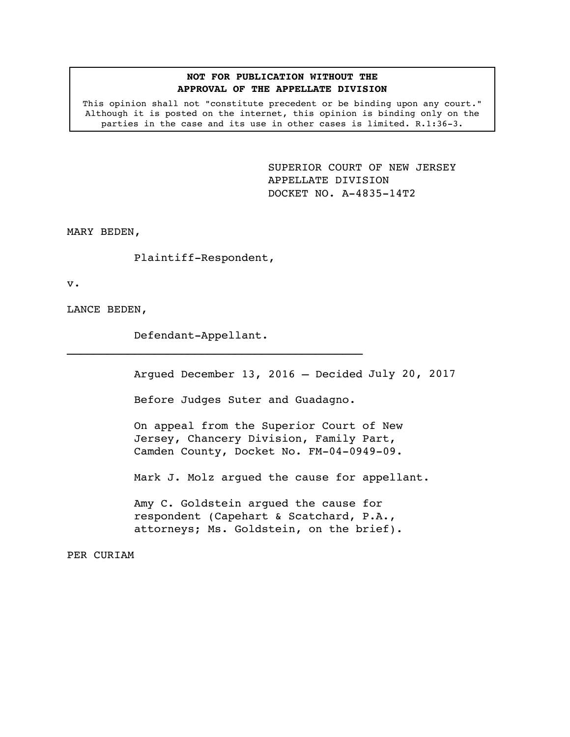**NOT FOR PUBLICATION WITHOUT THE APPROVAL OF THE APPELLATE DIVISION**

This opinion shall not "constitute precedent or be binding upon any court." Although it is posted on the internet, this opinion is binding only on the parties in the case and its use in other cases is limited. R.1:36-3.

SUPERIOR COURT OF NEW JERSEY
APPELLATE DIVISION
DOCKET NO. A-4835-14T2

MARY BEDEN,

Plaintiff-Respondent,

v.

LANCE BEDEN,

Defendant-Appellant.

---

Argued December 13, 2016 – Decided July 20, 2017

Before Judges Suter and Guadagno.

On appeal from the Superior Court of New Jersey, Chancery Division, Family Part, Camden County, Docket No. FM-04-0949-09.

Mark J. Molz argued the cause for appellant.

Amy C. Goldstein argued the cause for respondent (Capehart & Scatchard, P.A., attorneys; Ms. Goldstein, on the brief).

PER CURIAM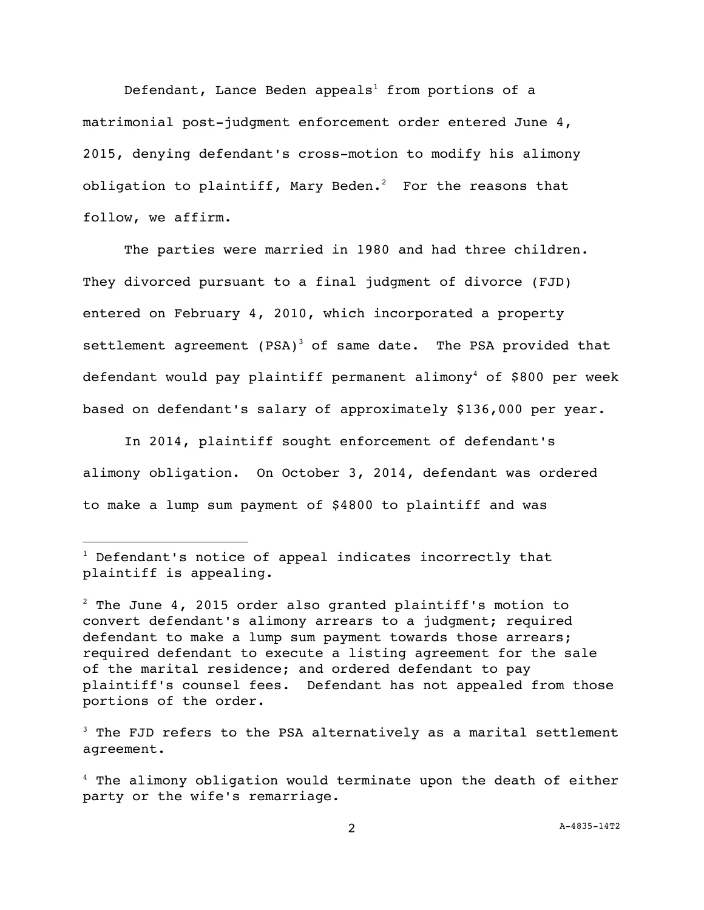Defendant, Lance Beden appeals[1] from portions of a matrimonial post-judgment enforcement order entered June 4, 2015, denying defendant's cross-motion to modify his alimony obligation to plaintiff, Mary Beden.[2] For the reasons that follow, we affirm.

The parties were married in 1980 and had three children. They divorced pursuant to a final judgment of divorce (FJD) entered on February 4, 2010, which incorporated a property settlement agreement (PSA)[3] of same date. The PSA provided that defendant would pay plaintiff permanent alimony[4] of $800 per week based on defendant's salary of approximately $136,000 per year.

In 2014, plaintiff sought enforcement of defendant's alimony obligation. On October 3, 2014, defendant was ordered to make a lump sum payment of $4800 to plaintiff and was

---

[1] Defendant's notice of appeal indicates incorrectly that plaintiff is appealing.

[2] The June 4, 2015 order also granted plaintiff's motion to convert defendant's alimony arrears to a judgment; required defendant to make a lump sum payment towards those arrears; required defendant to execute a listing agreement for the sale of the marital residence; and ordered defendant to pay plaintiff's counsel fees. Defendant has not appealed from those portions of the order.

[3] The FJD refers to the PSA alternatively as a marital settlement agreement.

[4] The alimony obligation would terminate upon the death of either party or the wife's remarriage.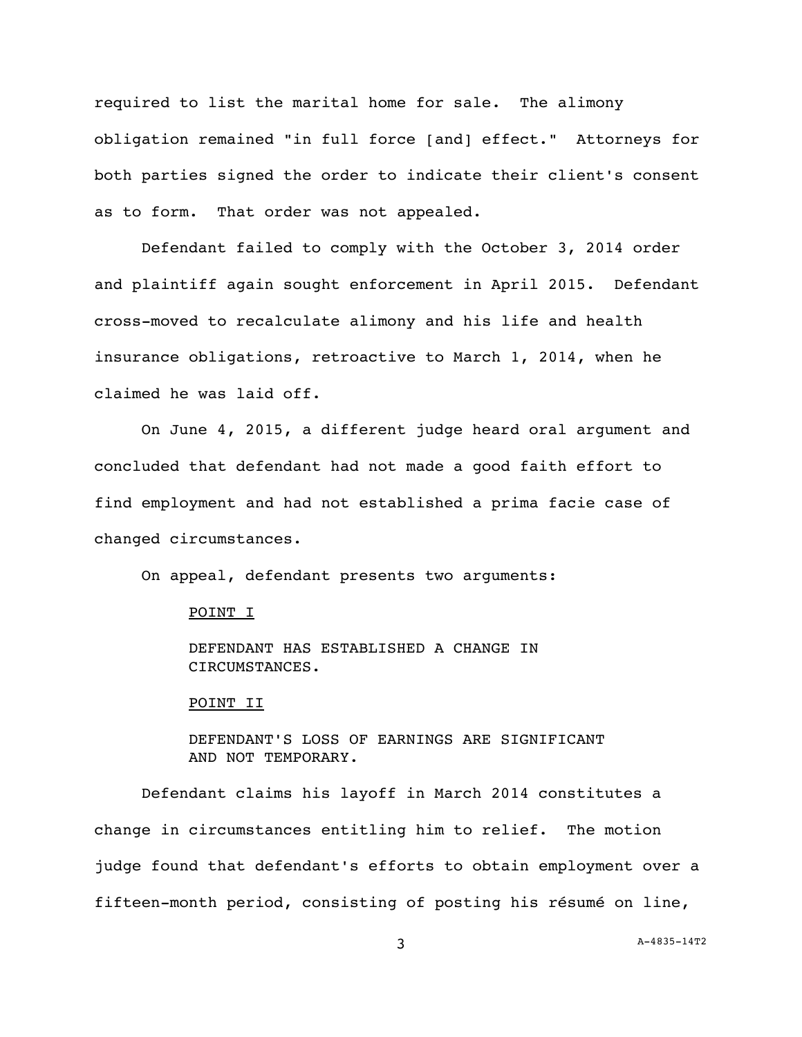required to list the marital home for sale. The alimony obligation remained "in full force [and] effect." Attorneys for both parties signed the order to indicate their client's consent as to form. That order was not appealed.

Defendant failed to comply with the October 3, 2014 order and plaintiff again sought enforcement in April 2015. Defendant cross-moved to recalculate alimony and his life and health insurance obligations, retroactive to March 1, 2014, when he claimed he was laid off.

On June 4, 2015, a different judge heard oral argument and concluded that defendant had not made a good faith effort to find employment and had not established a prima facie case of changed circumstances.

On appeal, defendant presents two arguments:

> <u>POINT I</u>
>
> DEFENDANT HAS ESTABLISHED A CHANGE IN CIRCUMSTANCES.
>
> <u>POINT II</u>
>
> DEFENDANT'S LOSS OF EARNINGS ARE SIGNIFICANT AND NOT TEMPORARY.

Defendant claims his layoff in March 2014 constitutes a change in circumstances entitling him to relief. The motion judge found that defendant's efforts to obtain employment over a fifteen-month period, consisting of posting his résumé on line,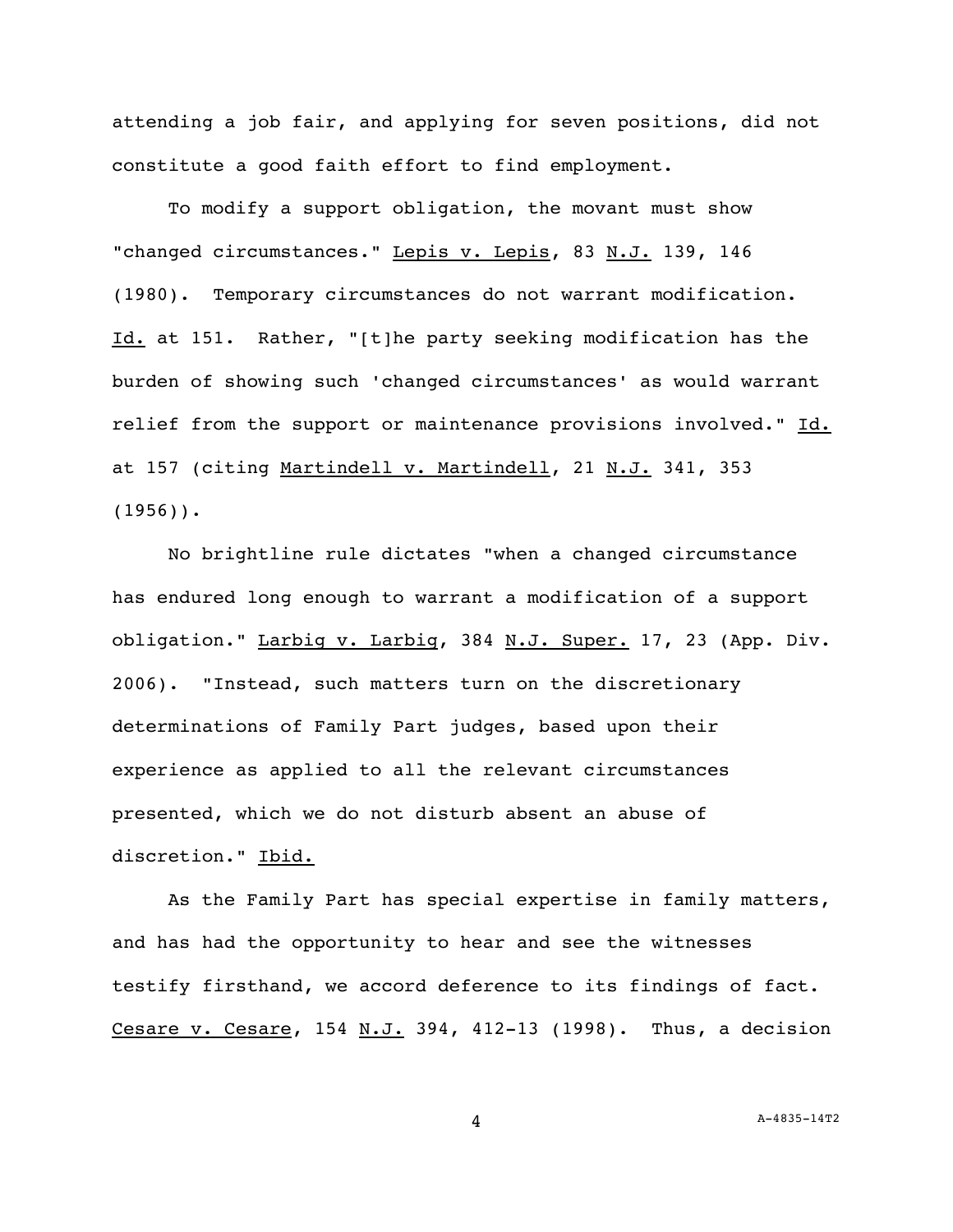attending a job fair, and applying for seven positions, did not constitute a good faith effort to find employment.

To modify a support obligation, the movant must show "changed circumstances." Lepis v. Lepis, 83 N.J. 139, 146 (1980). Temporary circumstances do not warrant modification. Id. at 151. Rather, "[t]he party seeking modification has the burden of showing such 'changed circumstances' as would warrant relief from the support or maintenance provisions involved." Id. at 157 (citing Martindell v. Martindell, 21 N.J. 341, 353 (1956)).

No brightline rule dictates "when a changed circumstance has endured long enough to warrant a modification of a support obligation." Larbig v. Larbig, 384 N.J. Super. 17, 23 (App. Div. 2006). "Instead, such matters turn on the discretionary determinations of Family Part judges, based upon their experience as applied to all the relevant circumstances presented, which we do not disturb absent an abuse of discretion." Ibid.

As the Family Part has special expertise in family matters, and has had the opportunity to hear and see the witnesses testify firsthand, we accord deference to its findings of fact. Cesare v. Cesare, 154 N.J. 394, 412-13 (1998). Thus, a decision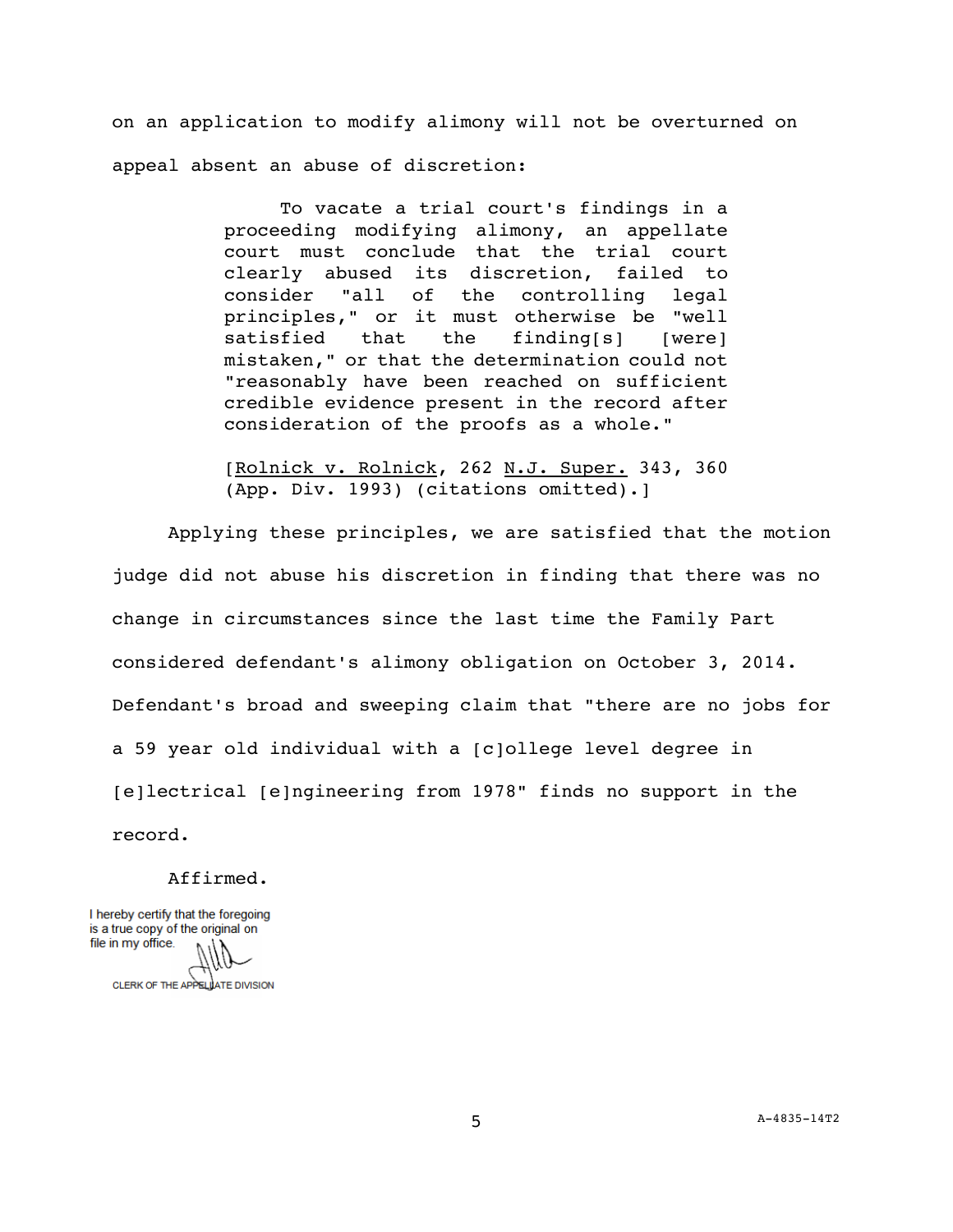on an application to modify alimony will not be overturned on appeal absent an abuse of discretion:

> To vacate a trial court's findings in a proceeding modifying alimony, an appellate court must conclude that the trial court clearly abused its discretion, failed to consider "all of the controlling legal principles," or it must otherwise be "well satisfied that the finding[s] [were] mistaken," or that the determination could not "reasonably have been reached on sufficient credible evidence present in the record after consideration of the proofs as a whole."
>
> [Rolnick v. Rolnick, 262 N.J. Super. 343, 360 (App. Div. 1993) (citations omitted).]

Applying these principles, we are satisfied that the motion judge did not abuse his discretion in finding that there was no change in circumstances since the last time the Family Part considered defendant's alimony obligation on October 3, 2014. Defendant's broad and sweeping claim that "there are no jobs for a 59 year old individual with a [c]ollege level degree in [e]lectrical [e]ngineering from 1978" finds no support in the record.

Affirmed.

I hereby certify that the foregoing is a true copy of the original on file in my office.

CLERK OF THE APPELLATE DIVISION

A-4835-14T2